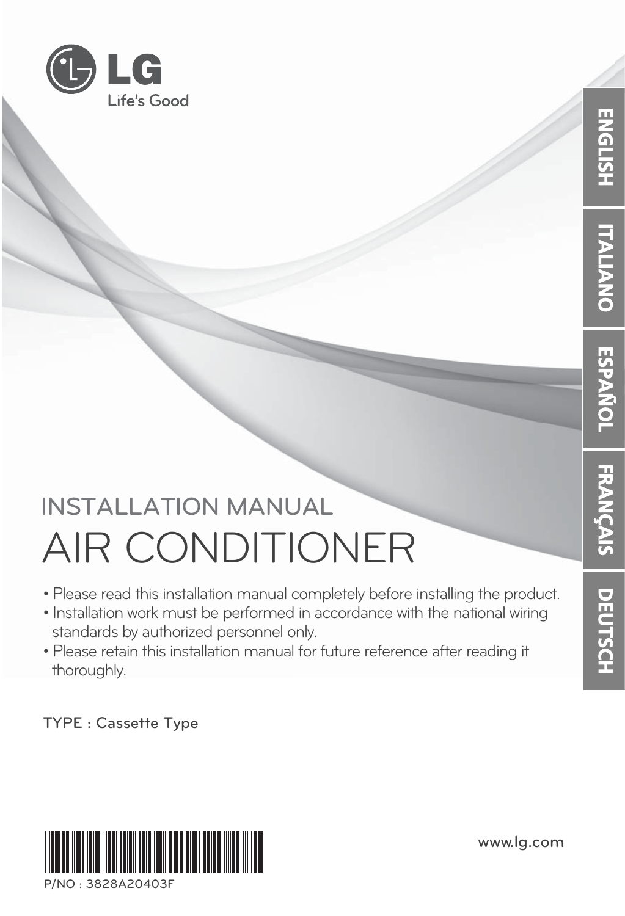LG

Life's Good

ENGLISH | ITALIANO | ESPAÑOL | FRANÇAIS | DEUTSCH

## INSTALLATION MANUAL

# AIR CONDITIONER

- Please read this installation manual completely before installing the product.
- Installation work must be performed in accordance with the national wiring standards by authorized personnel only.
- Please retain this installation manual for future reference after reading it thoroughly.

TYPE : Cassette Type

www.lg.com

P/NO : 3828A20403F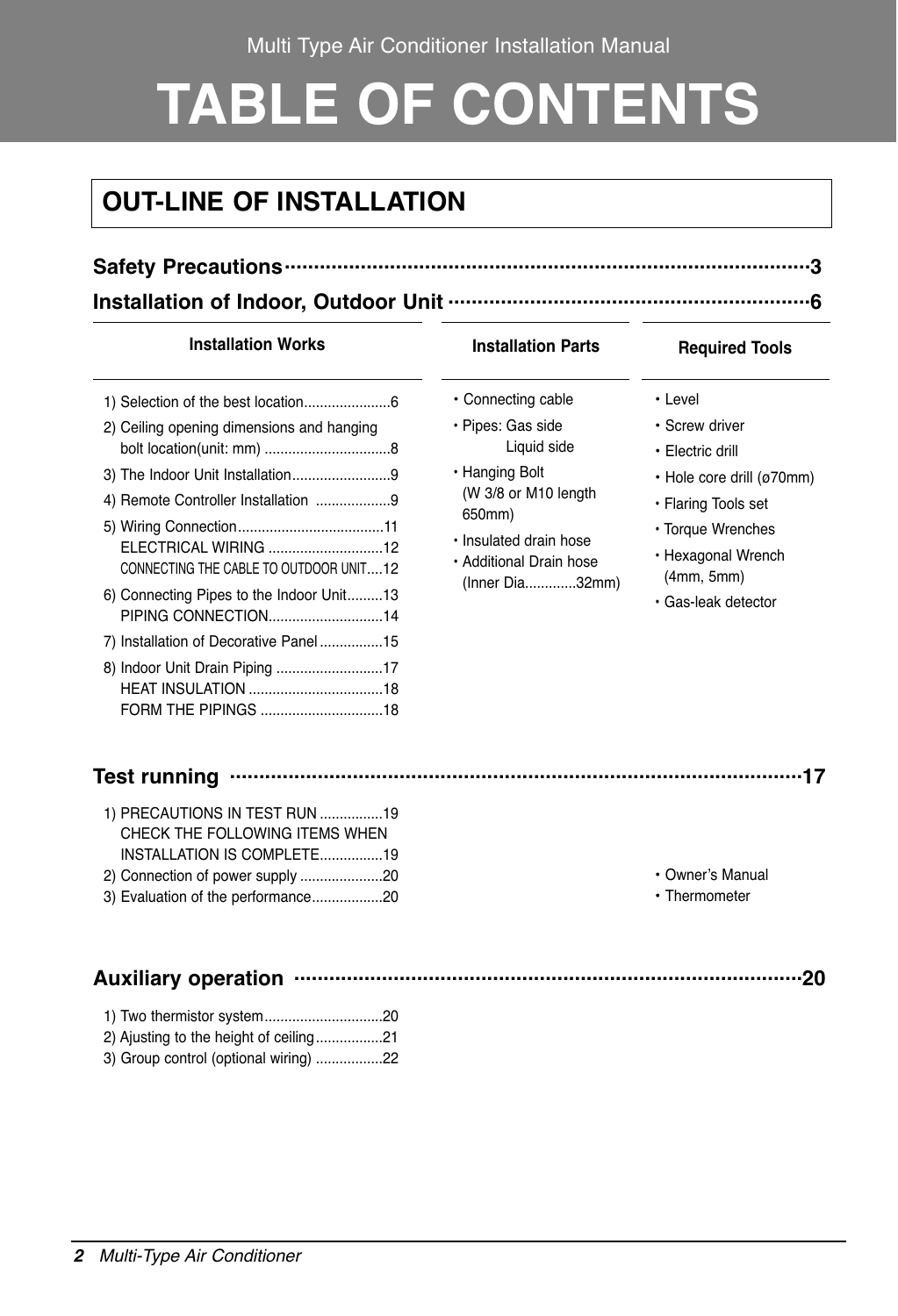Multi Type Air Conditioner Installation Manual

# TABLE OF CONTENTS

## OUT-LINE OF INSTALLATION

**Safety Precautions**··················································3

**Installation of Indoor, Outdoor Unit**··················································6

| Installation Works | Installation Parts | Required Tools |
|---|---|---|
| 1) Selection of the best location......................6<br>2) Ceiling opening dimensions and hanging bolt location(unit: mm) ................................8<br>3) The Indoor Unit Installation.........................9<br>4) Remote Controller Installation ...................9<br>5) Wiring Connection.....................................11<br>ELECTRICAL WIRING .............................12<br>CONNECTING THE CABLE TO OUTDOOR UNIT....12<br>6) Connecting Pipes to the Indoor Unit.........13<br>PIPING CONNECTION.............................14<br>7) Installation of Decorative Panel ................15<br>8) Indoor Unit Drain Piping ...........................17<br>HEAT INSULATION ..................................18<br>FORM THE PIPINGS ...............................18 | • Connecting cable<br>• Pipes: Gas side<br>Liquid side<br>• Hanging Bolt (W 3/8 or M10 length 650mm)<br>• Insulated drain hose<br>• Additional Drain hose (Inner Dia.............32mm) | • Level<br>• Screw driver<br>• Electric drill<br>• Hole core drill (ø70mm)<br>• Flaring Tools set<br>• Torque Wrenches<br>• Hexagonal Wrench (4mm, 5mm)<br>• Gas-leak detector |

**Test running**··················································17

| | | |
|---|---|---|
| 1) PRECAUTIONS IN TEST RUN ................19<br>CHECK THE FOLLOWING ITEMS WHEN INSTALLATION IS COMPLETE................19<br>2) Connection of power supply .....................20<br>3) Evaluation of the performance..................20 | | • Owner's Manual<br>• Thermometer |

**Auxiliary operation**··················································20

1) Two thermistor system..............................20
2) Ajusting to the height of ceiling.................21
3) Group control (optional wiring) .................22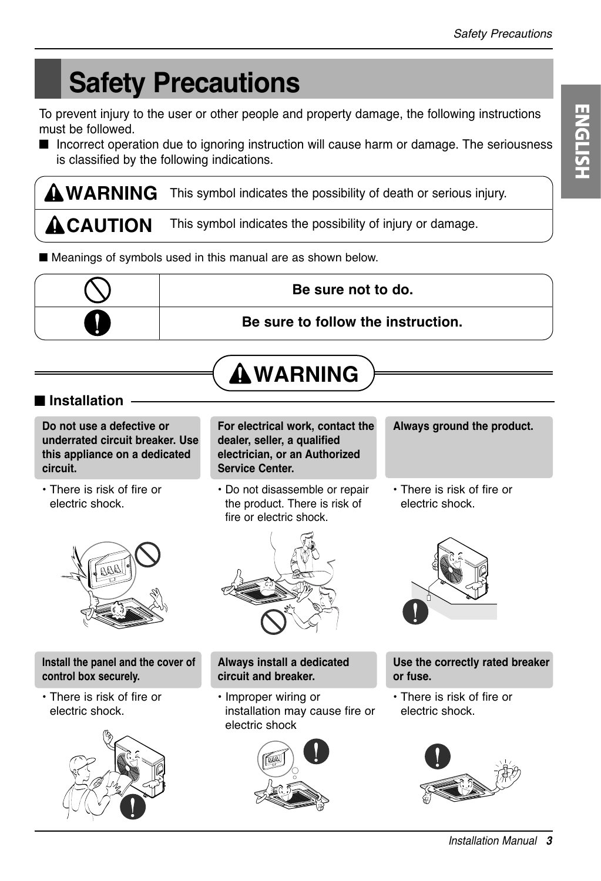# Safety Precautions

To prevent injury to the user or other people and property damage, the following instructions must be followed.

■ Incorrect operation due to ignoring instruction will cause harm or damage. The seriousness is classified by the following indications.

| | |
|---|---|
| **⚠WARNING** | This symbol indicates the possibility of death or serious injury. |
| **⚠CAUTION** | This symbol indicates the possibility of injury or damage. |

■ Meanings of symbols used in this manual are as shown below.

| | |
|---|---|
| ⃠ | **Be sure not to do.** |
| ❗ | **Be sure to follow the instruction.** |

## ⚠WARNING

### ■ Installation

**Do not use a defective or underrated circuit breaker. Use this appliance on a dedicated circuit.**

- There is risk of fire or electric shock.

**For electrical work, contact the dealer, seller, a qualified electrician, or an Authorized Service Center.**

- Do not disassemble or repair the product. There is risk of fire or electric shock.

**Always ground the product.**

- There is risk of fire or electric shock.

**Install the panel and the cover of control box securely.**

- There is risk of fire or electric shock.

**Always install a dedicated circuit and breaker.**

- Improper wiring or installation may cause fire or electric shock

**Use the correctly rated breaker or fuse.**

- There is risk of fire or electric shock.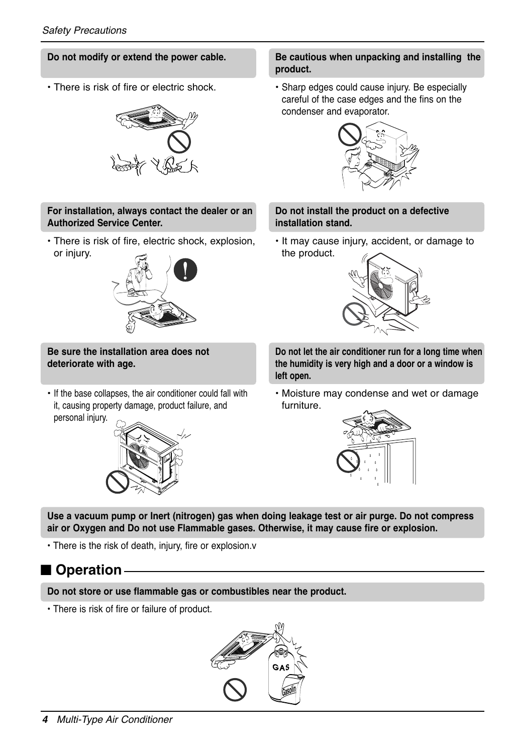**Do not modify or extend the power cable.**

- There is risk of fire or electric shock.

**Be cautious when unpacking and installing the product.**

- Sharp edges could cause injury. Be especially careful of the case edges and the fins on the condenser and evaporator.

**For installation, always contact the dealer or an Authorized Service Center.**

- There is risk of fire, electric shock, explosion, or injury.

**Do not install the product on a defective installation stand.**

- It may cause injury, accident, or damage to the product.

**Be sure the installation area does not deteriorate with age.**

- If the base collapses, the air conditioner could fall with it, causing property damage, product failure, and personal injury.

**Do not let the air conditioner run for a long time when the humidity is very high and a door or a window is left open.**

- Moisture may condense and wet or damage furniture.

**Use a vacuum pump or Inert (nitrogen) gas when doing leakage test or air purge. Do not compress air or Oxygen and Do not use Flammable gases. Otherwise, it may cause fire or explosion.**

- There is the risk of death, injury, fire or explosion.v

## ■ Operation

**Do not store or use flammable gas or combustibles near the product.**

- There is risk of fire or failure of product.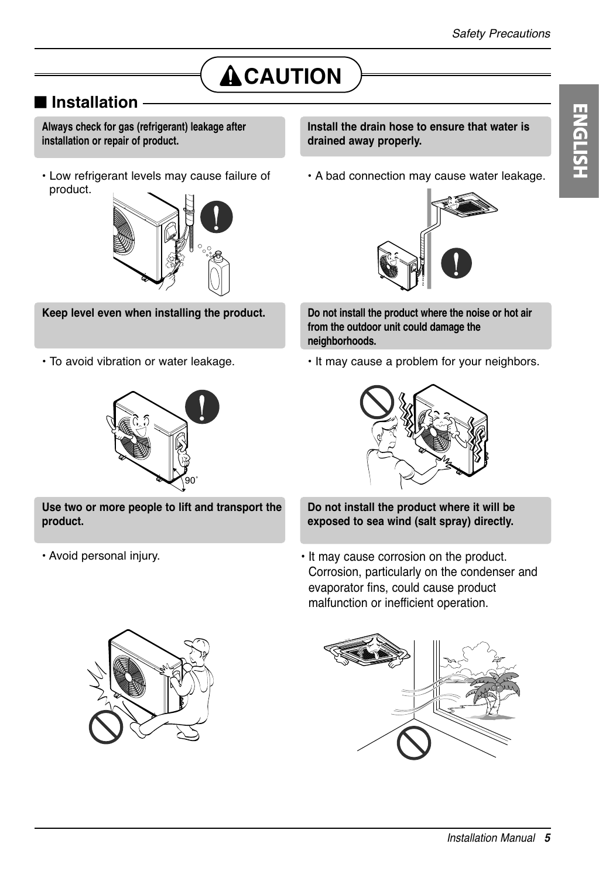# CAUTION

## Installation

**Always check for gas (refrigerant) leakage after installation or repair of product.**

- Low refrigerant levels may cause failure of product.

**Keep level even when installing the product.**

- To avoid vibration or water leakage.

**Use two or more people to lift and transport the product.**

- Avoid personal injury.

**Install the drain hose to ensure that water is drained away properly.**

- A bad connection may cause water leakage.

**Do not install the product where the noise or hot air from the outdoor unit could damage the neighborhoods.**

- It may cause a problem for your neighbors.

**Do not install the product where it will be exposed to sea wind (salt spray) directly.**

- It may cause corrosion on the product. Corrosion, particularly on the condenser and evaporator fins, could cause product malfunction or inefficient operation.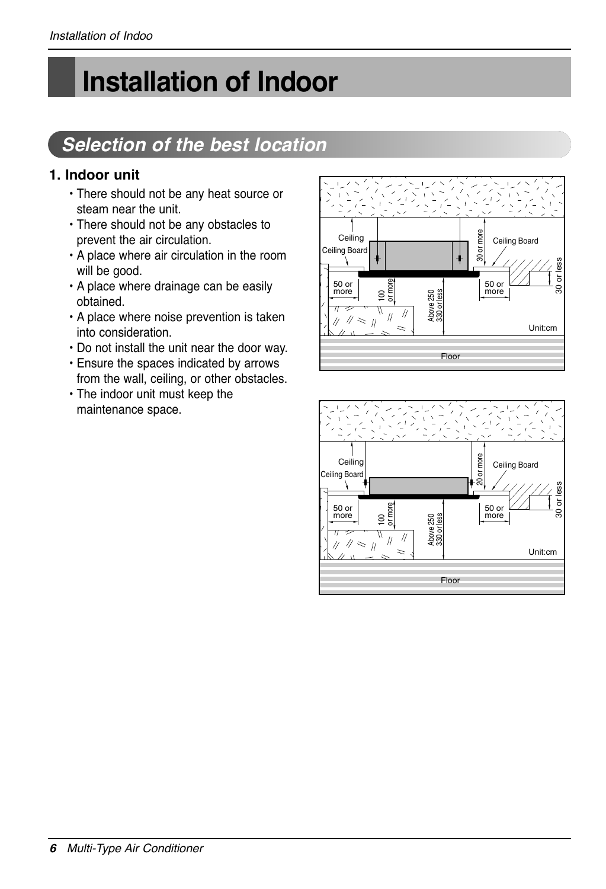# Installation of Indoor

## Selection of the best location

### 1. Indoor unit

- There should not be any heat source or steam near the unit.
- There should not be any obstacles to prevent the air circulation.
- A place where air circulation in the room will be good.
- A place where drainage can be easily obtained.
- A place where noise prevention is taken into consideration.
- Do not install the unit near the door way.
- Ensure the spaces indicated by arrows from the wall, ceiling, or other obstacles.
- The indoor unit must keep the maintenance space.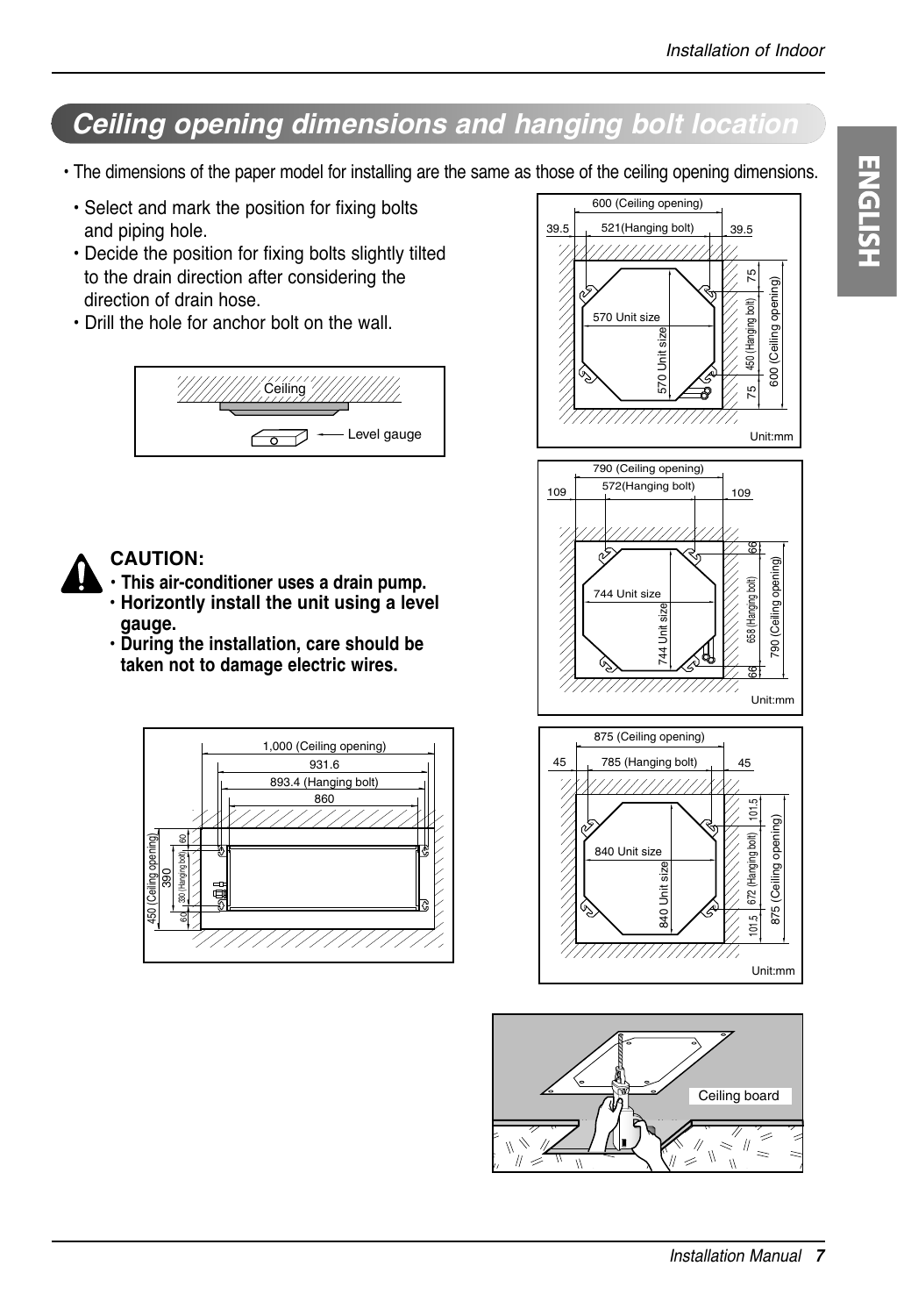## Ceiling opening dimensions and hanging bolt location

- The dimensions of the paper model for installing are the same as those of the ceiling opening dimensions.

- Select and mark the position for fixing bolts and piping hole.
- Decide the position for fixing bolts slightly tilted to the drain direction after considering the direction of drain hose.
- Drill the hole for anchor bolt on the wall.

Ceiling

Level gauge

**CAUTION:**

- **This air-conditioner uses a drain pump.**
- **Horizonty install the unit using a level gauge.**
- **During the installation, care should be taken not to damage electric wires.**

1,000 (Ceiling opening)
931.6
893.4 (Hanging bolt)
860
450 (Ceiling opening)
390
60
330 (Hanging bolt)
60

600 (Ceiling opening)
39.5 521(Hanging bolt) 39.5
570 Unit size
570 Unit size
75
450 (Hanging bolt)
75
600 (Ceiling opening)
Unit:mm

790 (Ceiling opening)
109 572(Hanging bolt) 109
744 Unit size
744 Unit size
66
658 (Hanging bolt)
66
790 (Ceiling opening)
Unit:mm

875 (Ceiling opening)
45 785 (Hanging bolt) 45
840 Unit size
840 Unit size
101.5
672 (Hanging bolt)
101.5
875 (Ceiling opening)
Unit:mm

Ceiling board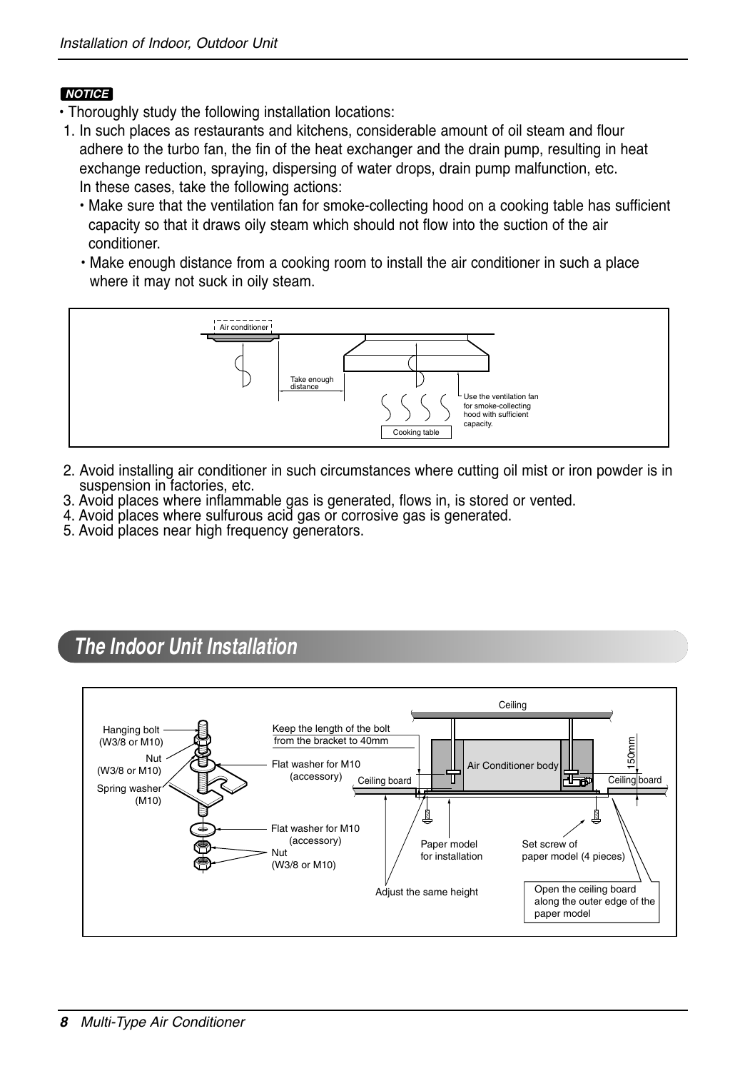**NOTICE**

- Thoroughly study the following installation locations:

1. In such places as restaurants and kitchens, considerable amount of oil steam and flour adhere to the turbo fan, the fin of the heat exchanger and the drain pump, resulting in heat exchange reduction, spraying, dispersing of water drops, drain pump malfunction, etc.
   In these cases, take the following actions:
   - Make sure that the ventilation fan for smoke-collecting hood on a cooking table has sufficient capacity so that it draws oily steam which should not flow into the suction of the air conditioner.
   - Make enough distance from a cooking room to install the air conditioner in such a place where it may not suck in oily steam.

Air conditioner

Take enough distance

Use the ventilation fan for smoke-collecting hood with sufficient capacity.

Cooking table

2. Avoid installing air conditioner in such circumstances where cutting oil mist or iron powder is in suspension in factories, etc.
3. Avoid places where inflammable gas is generated, flows in, is stored or vented.
4. Avoid places where sulfurous acid gas or corrosive gas is generated.
5. Avoid places near high frequency generators.

## The Indoor Unit Installation

Hanging bolt (W3/8 or M10)

Nut (W3/8 or M10)

Spring washer (M10)

Keep the length of the bolt from the bracket to 40mm

Flat washer for M10 (accessory)

Flat washer for M10 (accessory)

Nut (W3/8 or M10)

Ceiling

Air Conditioner body

Ceiling board

Ceiling board

150mm

Paper model for installation

Set screw of paper model (4 pieces)

Adjust the same height

Open the ceiling board along the outer edge of the paper model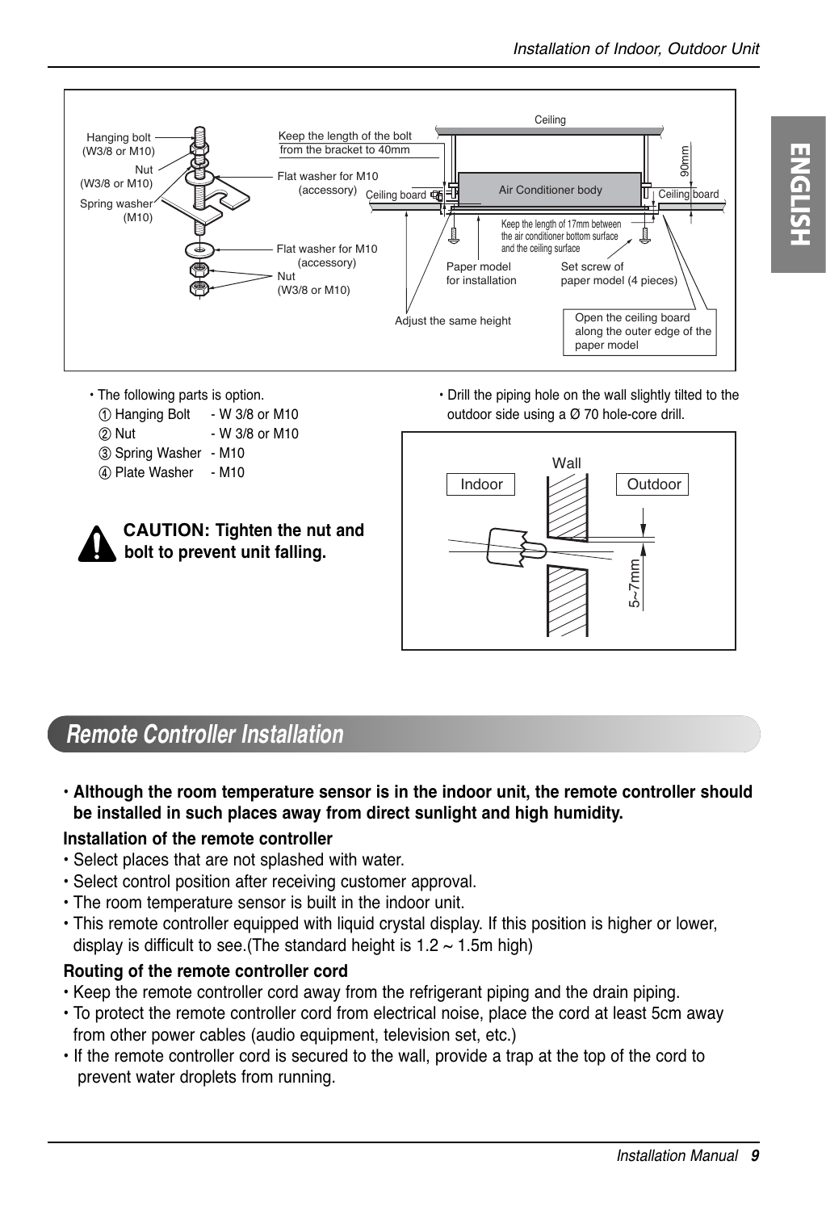- The following parts is option.
  - ① Hanging Bolt - W 3/8 or M10
  - ② Nut - W 3/8 or M10
  - ③ Spring Washer - M10
  - ④ Plate Washer - M10

**CAUTION: Tighten the nut and bolt to prevent unit falling.**

- Drill the piping hole on the wall slightly tilted to the outdoor side using a Ø 70 hole-core drill.

## Remote Controller Installation

- **Although the room temperature sensor is in the indoor unit, the remote controller should be installed in such places away from direct sunlight and high humidity.**

**Installation of the remote controller**

- Select places that are not splashed with water.
- Select control position after receiving customer approval.
- The room temperature sensor is built in the indoor unit.
- This remote controller equipped with liquid crystal display. If this position is higher or lower, display is difficult to see.(The standard height is 1.2 ~ 1.5m high)

**Routing of the remote controller cord**

- Keep the remote controller cord away from the refrigerant piping and the drain piping.
- To protect the remote controller cord from electrical noise, place the cord at least 5cm away from other power cables (audio equipment, television set, etc.)
- If the remote controller cord is secured to the wall, provide a trap at the top of the cord to prevent water droplets from running.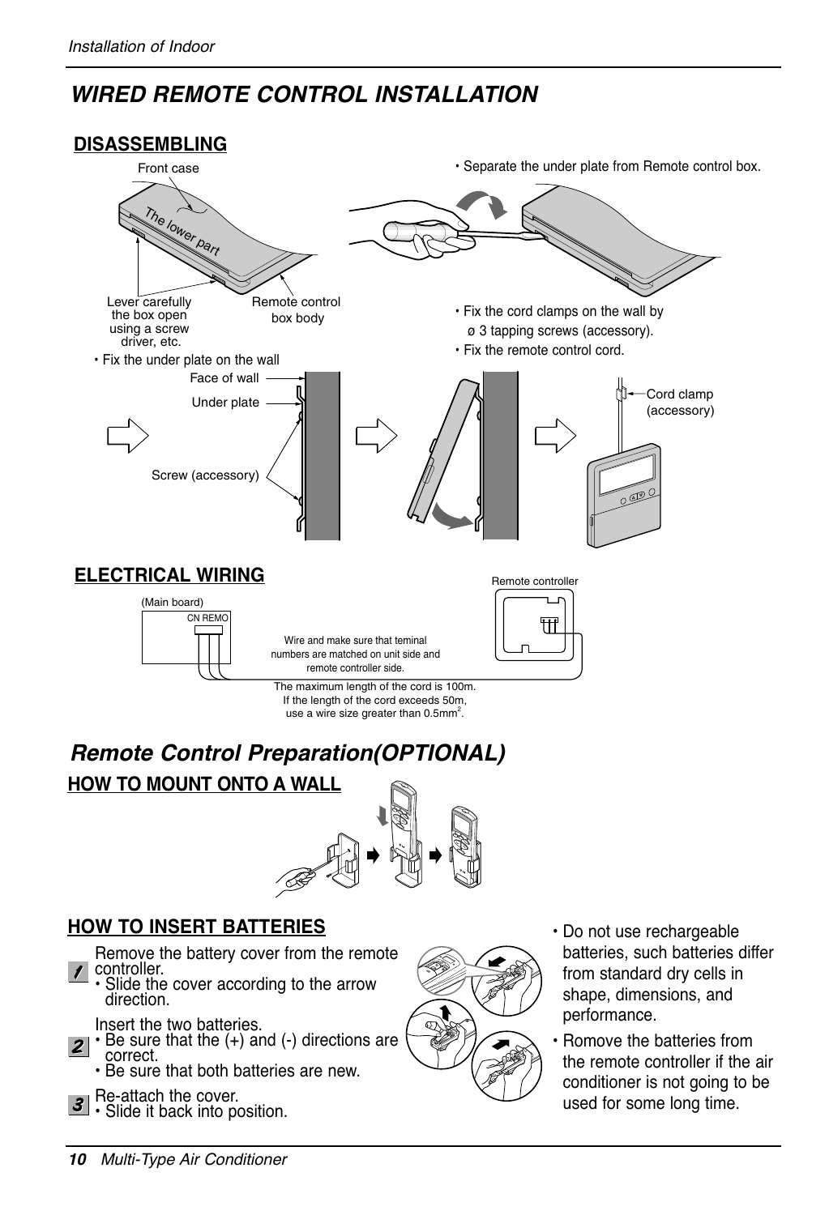# WIRED REMOTE CONTROL INSTALLATION

## DISASSEMBLING

Front case

The lower part

Lever carefully the box open using a screw driver, etc.

Remote control box body

- Separate the under plate from Remote control box.
- Fix the under plate on the wall

Face of wall

Under plate

Screw (accessory)

- Fix the cord clamps on the wall by ø 3 tapping screws (accessory).
- Fix the remote control cord.

Cord clamp (accessory)

## ELECTRICAL WIRING

(Main board)

CN REMO

Remote controller

Wire and make sure that teminal numbers are matched on unit side and remote controller side.

The maximum length of the cord is 100m. If the length of the cord exceeds 50m, use a wire size greater than 0.5mm$^2$.

# Remote Control Preparation(OPTIONAL)

## HOW TO MOUNT ONTO A WALL

## HOW TO INSERT BATTERIES

1. Remove the battery cover from the remote controller.
   - Slide the cover according to the arrow direction.
2. Insert the two batteries.
   - Be sure that the (+) and (-) directions are correct.
   - Be sure that both batteries are new.
3. Re-attach the cover.
   - Slide it back into position.

- Do not use rechargeable batteries, such batteries differ from standard dry cells in shape, dimensions, and performance.
- Romove the batteries from the remote controller if the air conditioner is not going to be used for some long time.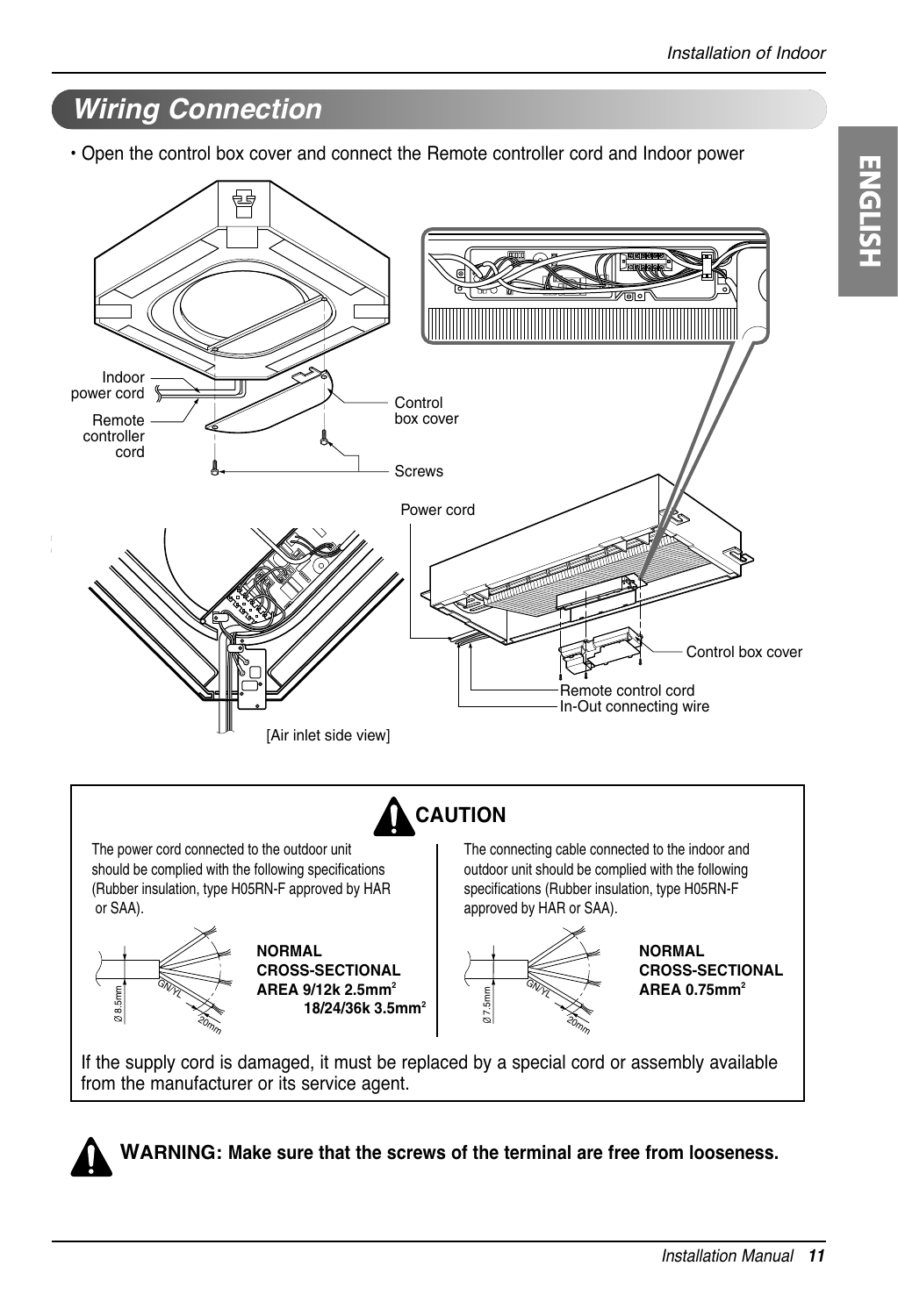## Wiring Connection

- Open the control box cover and connect the Remote controller cord and Indoor power

Indoor power cord

Remote controller cord

Control box cover

Screws

Power cord

Control box cover

Remote control cord

In-Out connecting wire

[Air inlet side view]

### CAUTION

The power cord connected to the outdoor unit should be complied with the following specifications (Rubber insulation, type H05RN-F approved by HAR or SAA).

Ø 8.5mm GN/YL 20mm

**NORMAL CROSS-SECTIONAL AREA 9/12k 2.5mm$^2$ 18/24/36k 3.5mm$^2$**

The connecting cable connected to the indoor and outdoor unit should be complied with the following specifications (Rubber insulation, type H05RN-F approved by HAR or SAA).

Ø 7.5mm GN/YL 20mm

**NORMAL CROSS-SECTIONAL AREA 0.75mm$^2$**

If the supply cord is damaged, it must be replaced by a special cord or assembly available from the manufacturer or its service agent.

**WARNING: Make sure that the screws of the terminal are free from looseness.**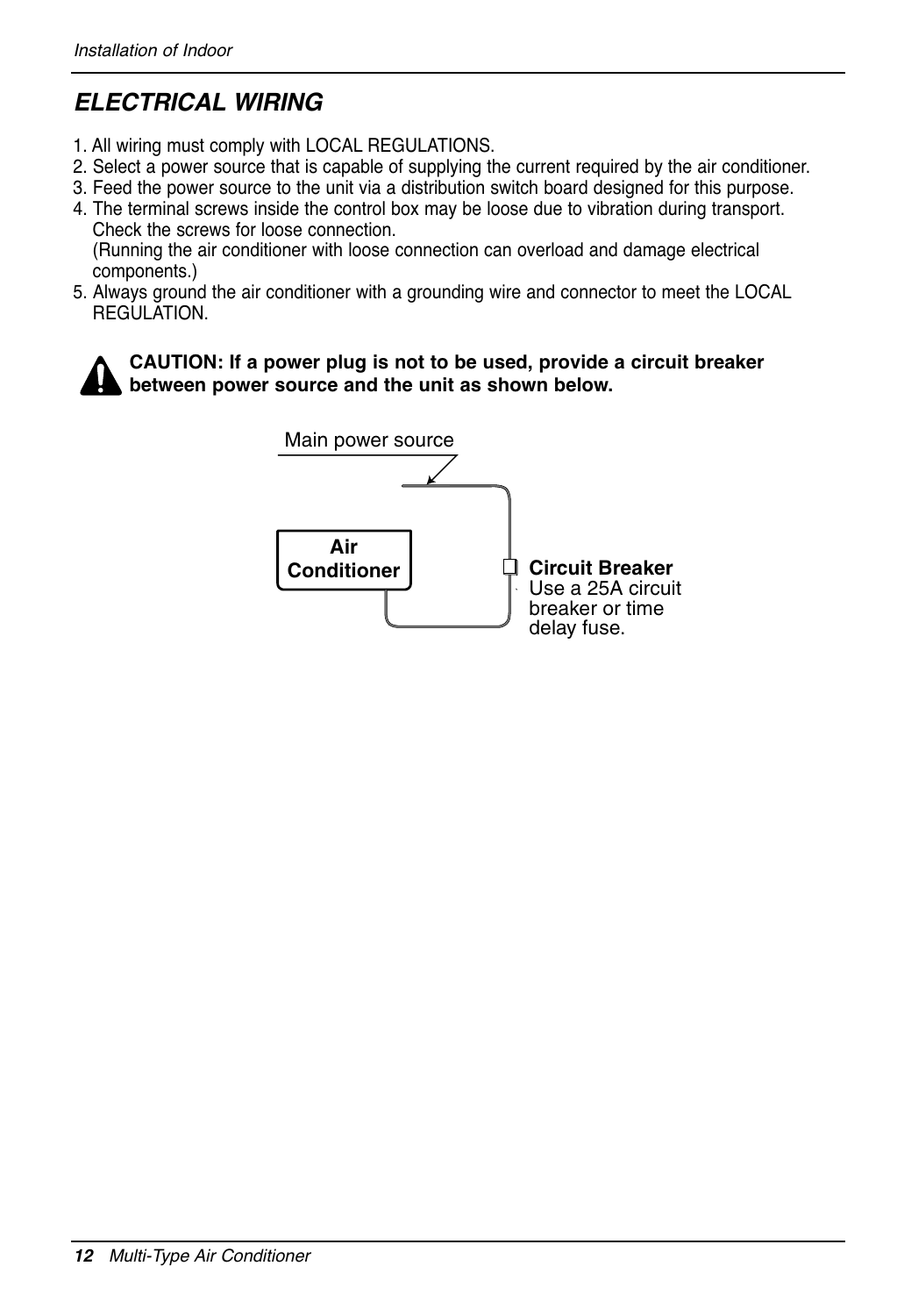## ELECTRICAL WIRING

1. All wiring must comply with LOCAL REGULATIONS.
2. Select a power source that is capable of supplying the current required by the air conditioner.
3. Feed the power source to the unit via a distribution switch board designed for this purpose.
4. The terminal screws inside the control box may be loose due to vibration during transport. Check the screws for loose connection.
   (Running the air conditioner with loose connection can overload and damage electrical components.)
5. Always ground the air conditioner with a grounding wire and connector to meet the LOCAL REGULATION.

**CAUTION: If a power plug is not to be used, provide a circuit breaker between power source and the unit as shown below.**

Main power source

Air Conditioner

**Circuit Breaker**
Use a 25A circuit breaker or time delay fuse.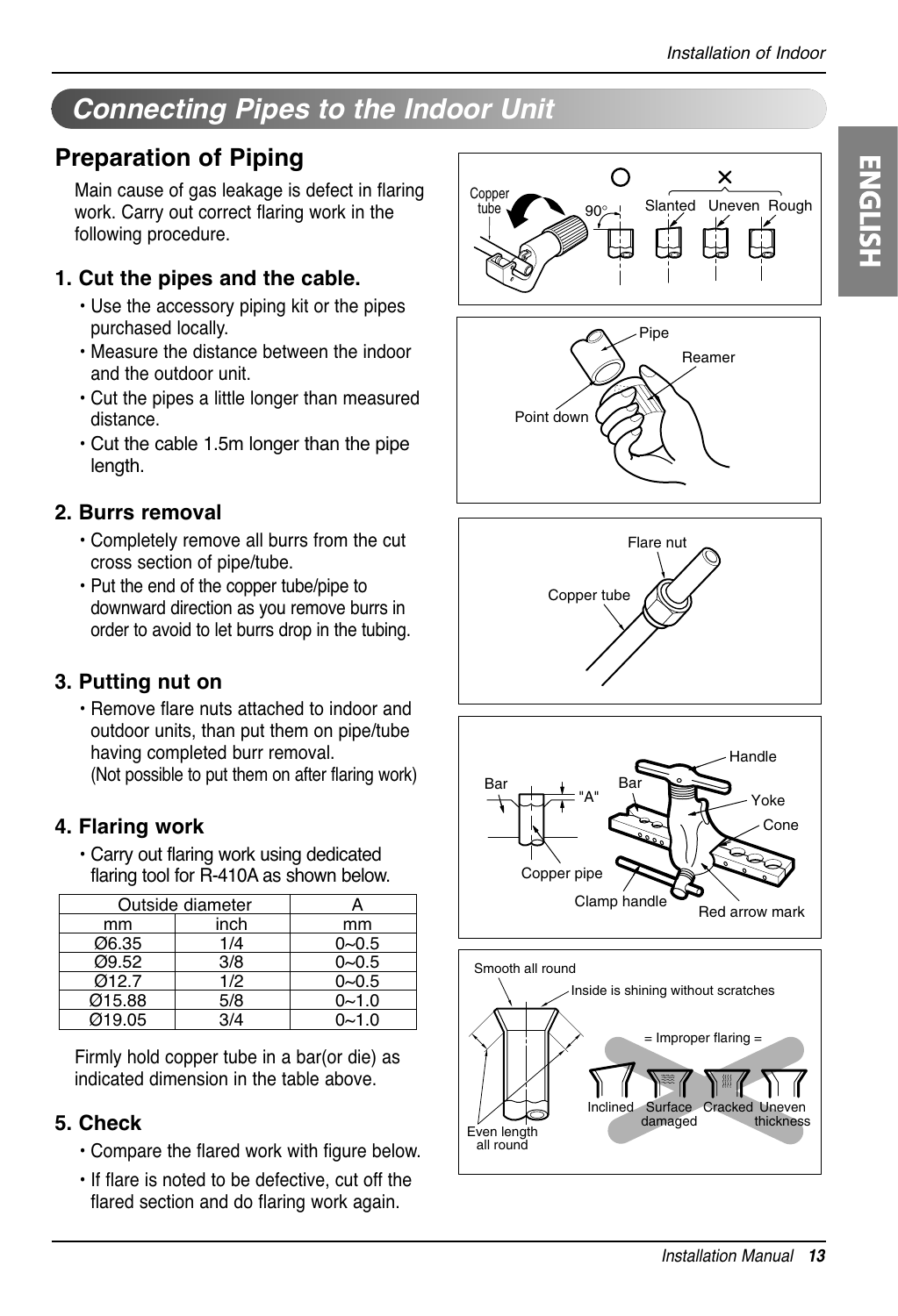## Connecting Pipes to the Indoor Unit

### Preparation of Piping

Main cause of gas leakage is defect in flaring work. Carry out correct flaring work in the following procedure.

#### 1. Cut the pipes and the cable.

- Use the accessory piping kit or the pipes purchased locally.
- Measure the distance between the indoor and the outdoor unit.
- Cut the pipes a little longer than measured distance.
- Cut the cable 1.5m longer than the pipe length.

#### 2. Burrs removal

- Completely remove all burrs from the cut cross section of pipe/tube.
- Put the end of the copper tube/pipe to downward direction as you remove burrs in order to avoid to let burrs drop in the tubing.

#### 3. Putting nut on

- Remove flare nuts attached to indoor and outdoor units, than put them on pipe/tube having completed burr removal.
  (Not possible to put them on after flaring work)

#### 4. Flaring work

- Carry out flaring work using dedicated flaring tool for R-410A as shown below.

| Outside diameter | | A |
|---|---|---|
| mm | inch | mm |
| Ø6.35 | 1/4 | 0~0.5 |
| Ø9.52 | 3/8 | 0~0.5 |
| Ø12.7 | 1/2 | 0~0.5 |
| Ø15.88 | 5/8 | 0~1.0 |
| Ø19.05 | 3/4 | 0~1.0 |

Firmly hold copper tube in a bar(or die) as indicated dimension in the table above.

#### 5. Check

- Compare the flared work with figure below.
- If flare is noted to be defective, cut off the flared section and do flaring work again.

Copper tube 90° Slanted Uneven Rough

Pipe Reamer Point down

Flare nut Copper tube

Bar "A" Bar Handle Yoke Cone Copper pipe Clamp handle Red arrow mark

Smooth all round Inside is shining without scratches Even length all round

= Improper flaring = Inclined Surface damaged Cracked Uneven thickness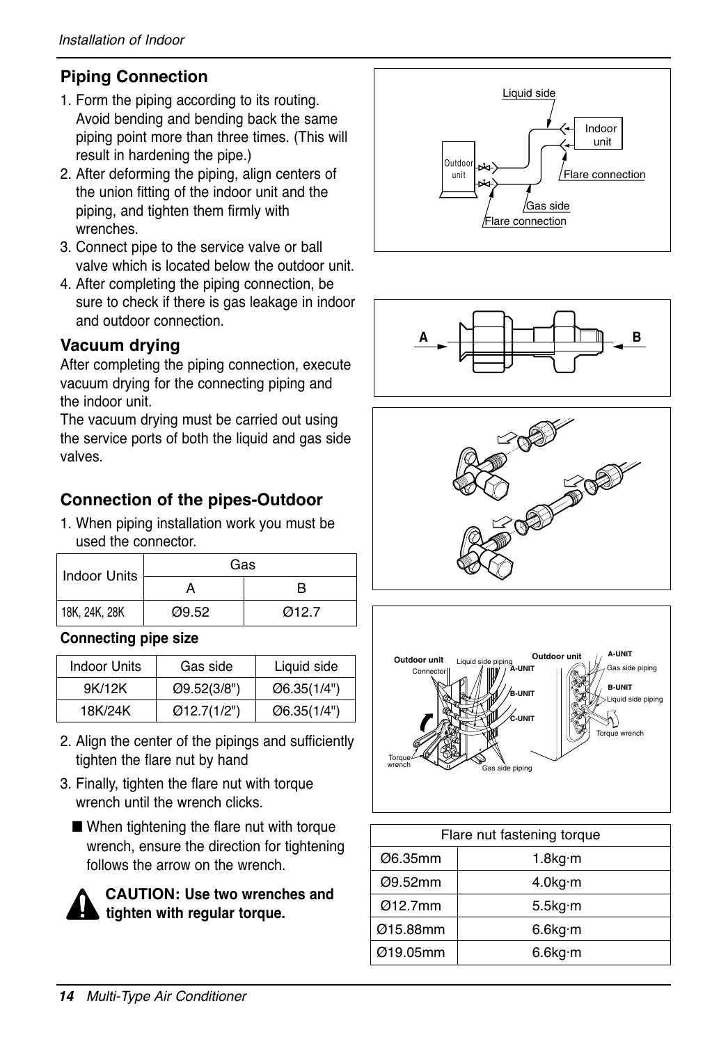## Piping Connection

1. Form the piping according to its routing. Avoid bending and bending back the same piping point more than three times. (This will result in hardening the pipe.)
2. After deforming the piping, align centers of the union fitting of the indoor unit and the piping, and tighten them firmly with wrenches.
3. Connect pipe to the service valve or ball valve which is located below the outdoor unit.
4. After completing the piping connection, be sure to check if there is gas leakage in indoor and outdoor connection.

## Vacuum drying

After completing the piping connection, execute vacuum drying for the connecting piping and the indoor unit.

The vacuum drying must be carried out using the service ports of both the liquid and gas side valves.

## Connection of the pipes-Outdoor

1. When piping installation work you must be used the connector.

| Indoor Units | Gas | |
|---|---|---|
| | A | B |
| 18K, 24K, 28K | Ø9.52 | Ø12.7 |

**Connecting pipe size**

| Indoor Units | Gas side | Liquid side |
|---|---|---|
| 9K/12K | Ø9.52(3/8") | Ø6.35(1/4") |
| 18K/24K | Ø12.7(1/2") | Ø6.35(1/4") |

2. Align the center of the pipings and sufficiently tighten the flare nut by hand
3. Finally, tighten the flare nut with torque wrench until the wrench clicks.
   - When tightening the flare nut with torque wrench, ensure the direction for tightening follows the arrow on the wrench.

**CAUTION: Use two wrenches and tighten with regular torque.**

| Flare nut fastening torque | |
|---|---|
| Ø6.35mm | 1.8kg·m |
| Ø9.52mm | 4.0kg·m |
| Ø12.7mm | 5.5kg·m |
| Ø15.88mm | 6.6kg·m |
| Ø19.05mm | 6.6kg·m |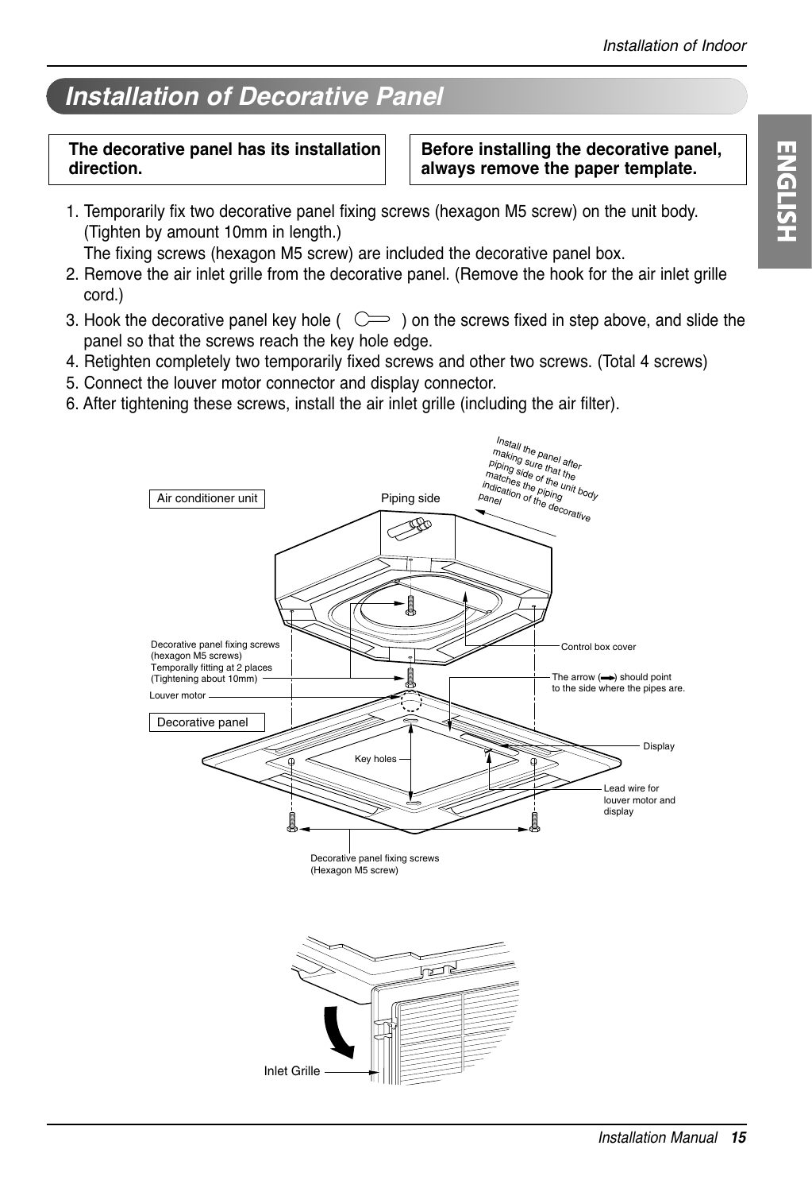# Installation of Decorative Panel

**The decorative panel has its installation direction.**

**Before installing the decorative panel, always remove the paper template.**

1. Temporarily fix two decorative panel fixing screws (hexagon M5 screw) on the unit body. (Tighten by amount 10mm in length.)
   The fixing screws (hexagon M5 screw) are included the decorative panel box.
2. Remove the air inlet grille from the decorative panel. (Remove the hook for the air inlet grille cord.)
3. Hook the decorative panel key hole ( ) on the screws fixed in step above, and slide the panel so that the screws reach the key hole edge.
4. Retighten completely two temporarily fixed screws and other two screws. (Total 4 screws)
5. Connect the louver motor connector and display connector.
6. After tightening these screws, install the air inlet grille (including the air filter).

Air conditioner unit

Piping side

Install the panel after making sure that the piping side of the unit body matches the piping indication of the decorative panel

Decorative panel fixing screws (hexagon M5 screws) Temporally fitting at 2 places (Tightening about 10mm)

Control box cover

The arrow ( ) should point to the side where the pipes are.

Louver motor

Decorative panel

Key holes

Display

Lead wire for louver motor and display

Decorative panel fixing screws (Hexagon M5 screw)

Inlet Grille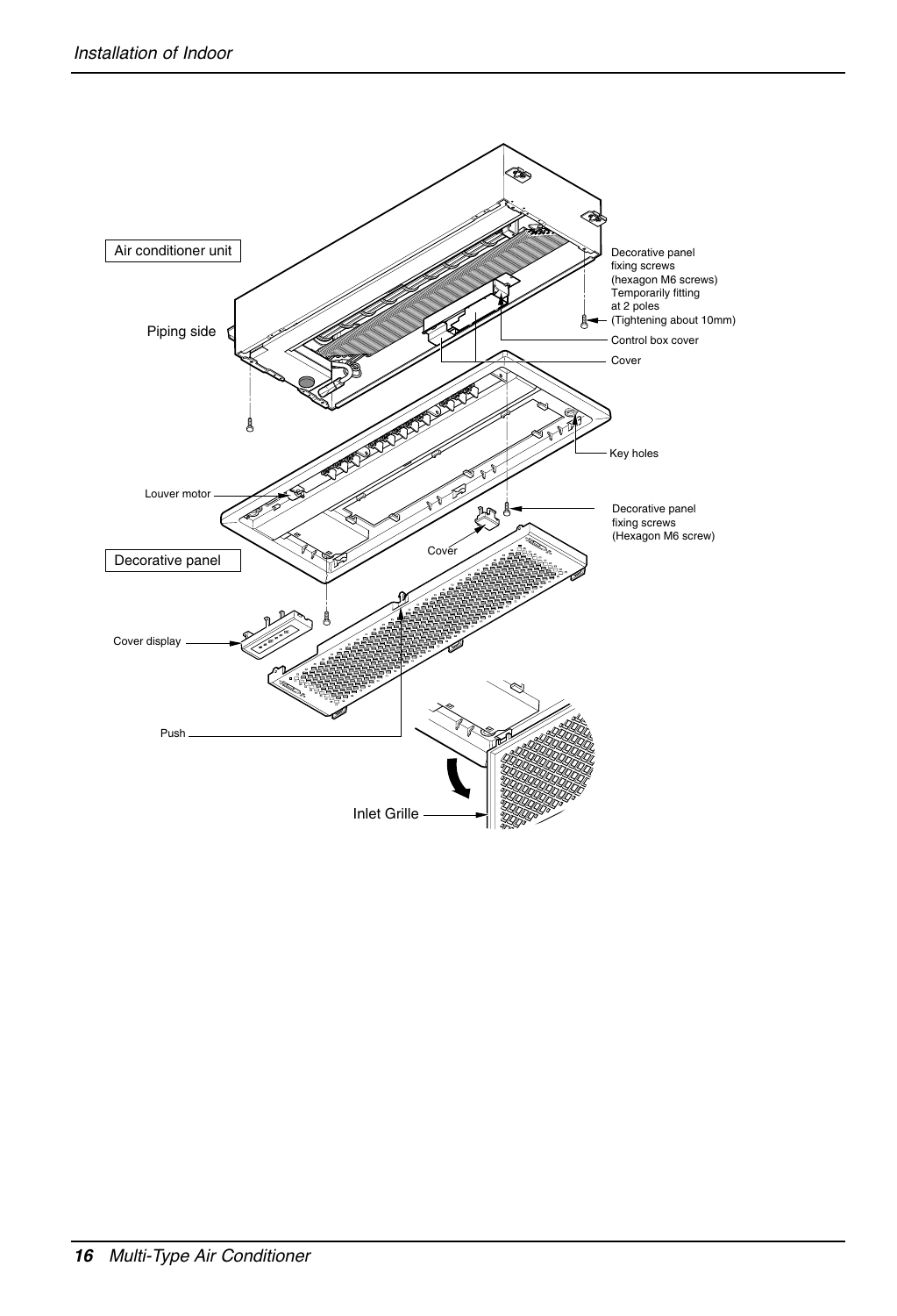Air conditioner unit

Piping side

Decorative panel fixing screws (hexagon M6 screws) Temporarily fitting at 2 poles (Tightening about 10mm)

Control box cover

Cover

Key holes

Louver motor

Decorative panel fixing screws (Hexagon M6 screw)

Cover

Decorative panel

Cover display

Push

Inlet Grille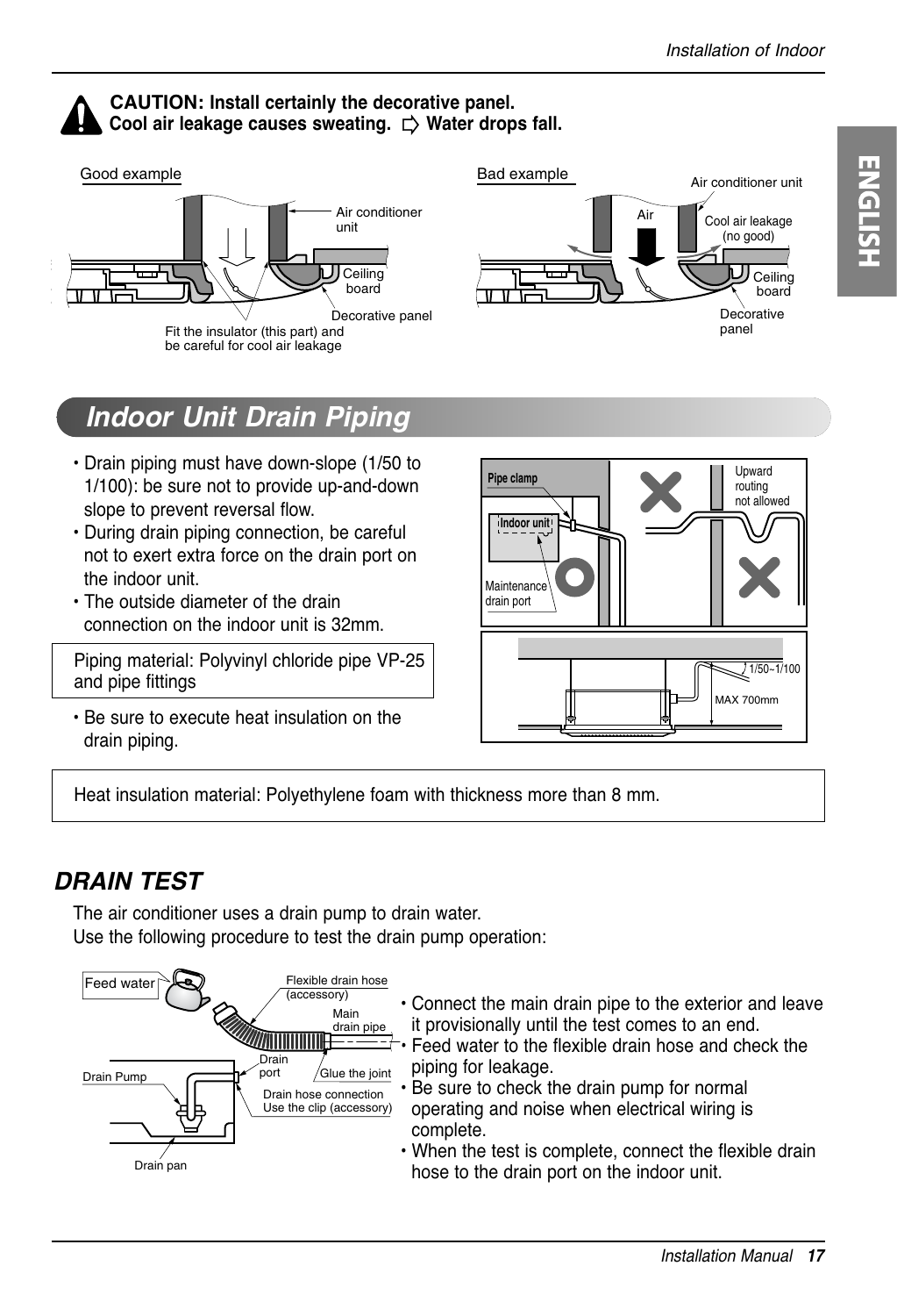**CAUTION: Install certainly the decorative panel.**
**Cool air leakage causes sweating. ⇨ Water drops fall.**

Good example

Air conditioner unit

Ceiling board

Decorative panel

Fit the insulator (this part) and be careful for cool air leakage

Bad example

Air conditioner unit

Air

Cool air leakage (no good)

Ceiling board

Decorative panel

## Indoor Unit Drain Piping

- Drain piping must have down-slope (1/50 to 1/100): be sure not to provide up-and-down slope to prevent reversal flow.
- During drain piping connection, be careful not to exert extra force on the drain port on the indoor unit.
- The outside diameter of the drain connection on the indoor unit is 32mm.

Piping material: Polyvinyl chloride pipe VP-25 and pipe fittings

- Be sure to execute heat insulation on the drain piping.

Pipe clamp

Indoor unit

Maintenance drain port

Upward routing not allowed

1/50~1/100

MAX 700mm

Heat insulation material: Polyethylene foam with thickness more than 8 mm.

## DRAIN TEST

The air conditioner uses a drain pump to drain water.
Use the following procedure to test the drain pump operation:

Feed water

Flexible drain hose (accessory)

Main drain pipe

Drain port

Glue the joint

Drain Pump

Drain hose connection Use the clip (accessory)

Drain pan

- Connect the main drain pipe to the exterior and leave it provisionally until the test comes to an end.
- Feed water to the flexible drain hose and check the piping for leakage.
- Be sure to check the drain pump for normal operating and noise when electrical wiring is complete.
- When the test is complete, connect the flexible drain hose to the drain port on the indoor unit.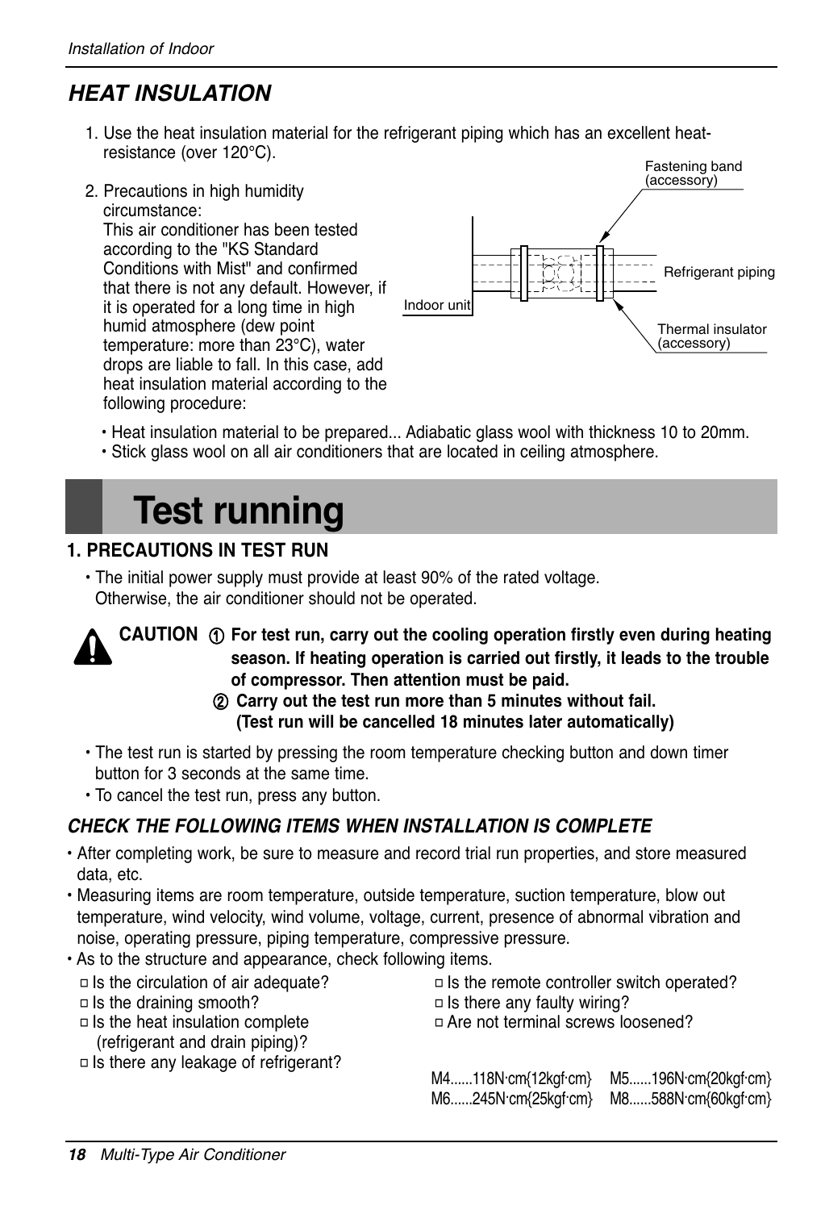## *HEAT INSULATION*

1. Use the heat insulation material for the refrigerant piping which has an excellent heat-resistance (over 120°C).

2. Precautions in high humidity circumstance:
   This air conditioner has been tested according to the "KS Standard Conditions with Mist" and confirmed that there is not any default. However, if it is operated for a long time in high humid atmosphere (dew point temperature: more than 23°C), water drops are liable to fall. In this case, add heat insulation material according to the following procedure:

Fastening band (accessory)

Refrigerant piping

Indoor unit

Thermal insulator (accessory)

- Heat insulation material to be prepared... Adiabatic glass wool with thickness 10 to 20mm.
- Stick glass wool on all air conditioners that are located in ceiling atmosphere.

# Test running

### 1. PRECAUTIONS IN TEST RUN

- The initial power supply must provide at least 90% of the rated voltage.
  Otherwise, the air conditioner should not be operated.

**CAUTION** ① **For test run, carry out the cooling operation firstly even during heating season. If heating operation is carried out firstly, it leads to the trouble of compressor. Then attention must be paid.**
② **Carry out the test run more than 5 minutes without fail. (Test run will be cancelled 18 minutes later automatically)**

- The test run is started by pressing the room temperature checking button and down timer button for 3 seconds at the same time.
- To cancel the test run, press any button.

### *CHECK THE FOLLOWING ITEMS WHEN INSTALLATION IS COMPLETE*

- After completing work, be sure to measure and record trial run properties, and store measured data, etc.
- Measuring items are room temperature, outside temperature, suction temperature, blow out temperature, wind velocity, wind volume, voltage, current, presence of abnormal vibration and noise, operating pressure, piping temperature, compressive pressure.
- As to the structure and appearance, check following items.

□ Is the circulation of air adequate?
□ Is the draining smooth?
□ Is the heat insulation complete (refrigerant and drain piping)?
□ Is there any leakage of refrigerant?
□ Is the remote controller switch operated?
□ Is there any faulty wiring?
□ Are not terminal screws loosened?

M4......118N·cm{12kgf·cm}  M5......196N·cm{20kgf·cm}
M6......245N·cm{25kgf·cm}  M8......588N·cm{60kgf·cm}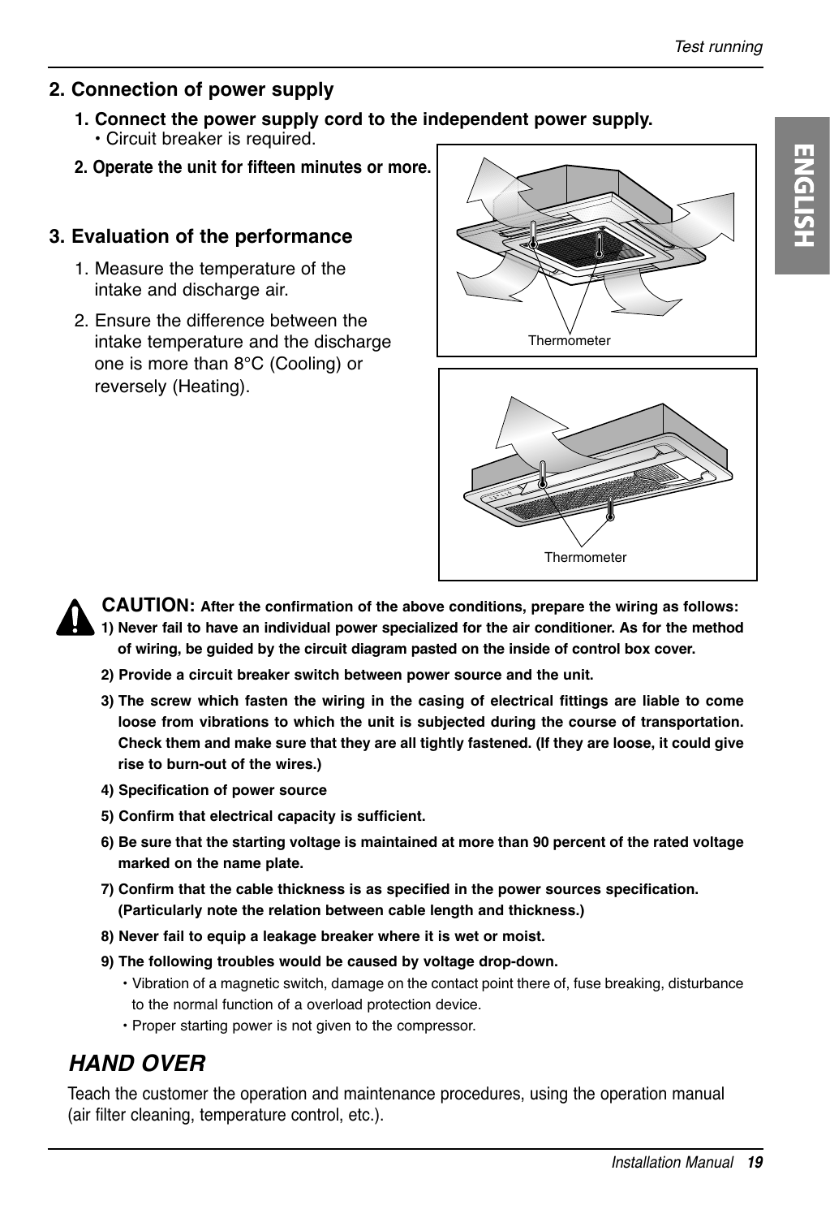## 2. Connection of power supply

**1. Connect the power supply cord to the independent power supply.**
- Circuit breaker is required.

**2. Operate the unit for fifteen minutes or more.**

## 3. Evaluation of the performance

1. Measure the temperature of the intake and discharge air.
2. Ensure the difference between the intake temperature and the discharge one is more than 8°C (Cooling) or reversely (Heating).

Thermometer

Thermometer

**CAUTION: After the confirmation of the above conditions, prepare the wiring as follows:**

**1) Never fail to have an individual power specialized for the air conditioner. As for the method of wiring, be guided by the circuit diagram pasted on the inside of control box cover.**

**2) Provide a circuit breaker switch between power source and the unit.**

**3) The screw which fasten the wiring in the casing of electrical fittings are liable to come loose from vibrations to which the unit is subjected during the course of transportation. Check them and make sure that they are all tightly fastened. (If they are loose, it could give rise to burn-out of the wires.)**

**4) Specification of power source**

**5) Confirm that electrical capacity is sufficient.**

**6) Be sure that the starting voltage is maintained at more than 90 percent of the rated voltage marked on the name plate.**

**7) Confirm that the cable thickness is as specified in the power sources specification. (Particularly note the relation between cable length and thickness.)**

**8) Never fail to equip a leakage breaker where it is wet or moist.**

**9) The following troubles would be caused by voltage drop-down.**
- Vibration of a magnetic switch, damage on the contact point there of, fuse breaking, disturbance to the normal function of a overload protection device.
- Proper starting power is not given to the compressor.

## *HAND OVER*

Teach the customer the operation and maintenance procedures, using the operation manual (air filter cleaning, temperature control, etc.).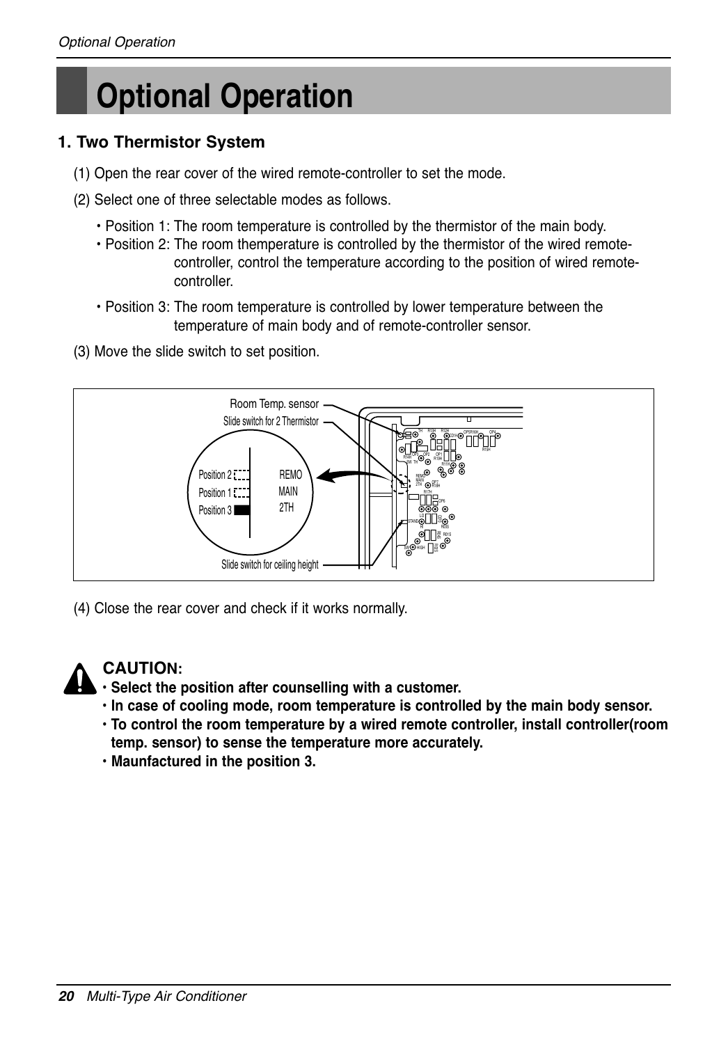# Optional Operation

## 1. Two Thermistor System

(1) Open the rear cover of the wired remote-controller to set the mode.

(2) Select one of three selectable modes as follows.

- Position 1: The room temperature is controlled by the thermistor of the main body.
- Position 2: The room themperature is controlled by the thermistor of the wired remote-controller, control the temperature according to the position of wired remote-controller.
- Position 3: The room temperature is controlled by lower temperature between the temperature of main body and of remote-controller sensor.

(3) Move the slide switch to set position.

Room Temp. sensor

Slide switch for 2 Thermistor

Position 2 REMO

Position 1 MAIN

Position 3 2TH

Slide switch for ceiling height

(4) Close the rear cover and check if it works normally.

**CAUTION:**

- **Select the position after counselling with a customer.**
- **In case of cooling mode, room temperature is controlled by the main body sensor.**
- **To control the room temperature by a wired remote controller, install controller(room temp. sensor) to sense the temperature more accurately.**
- **Maunfactured in the position 3.**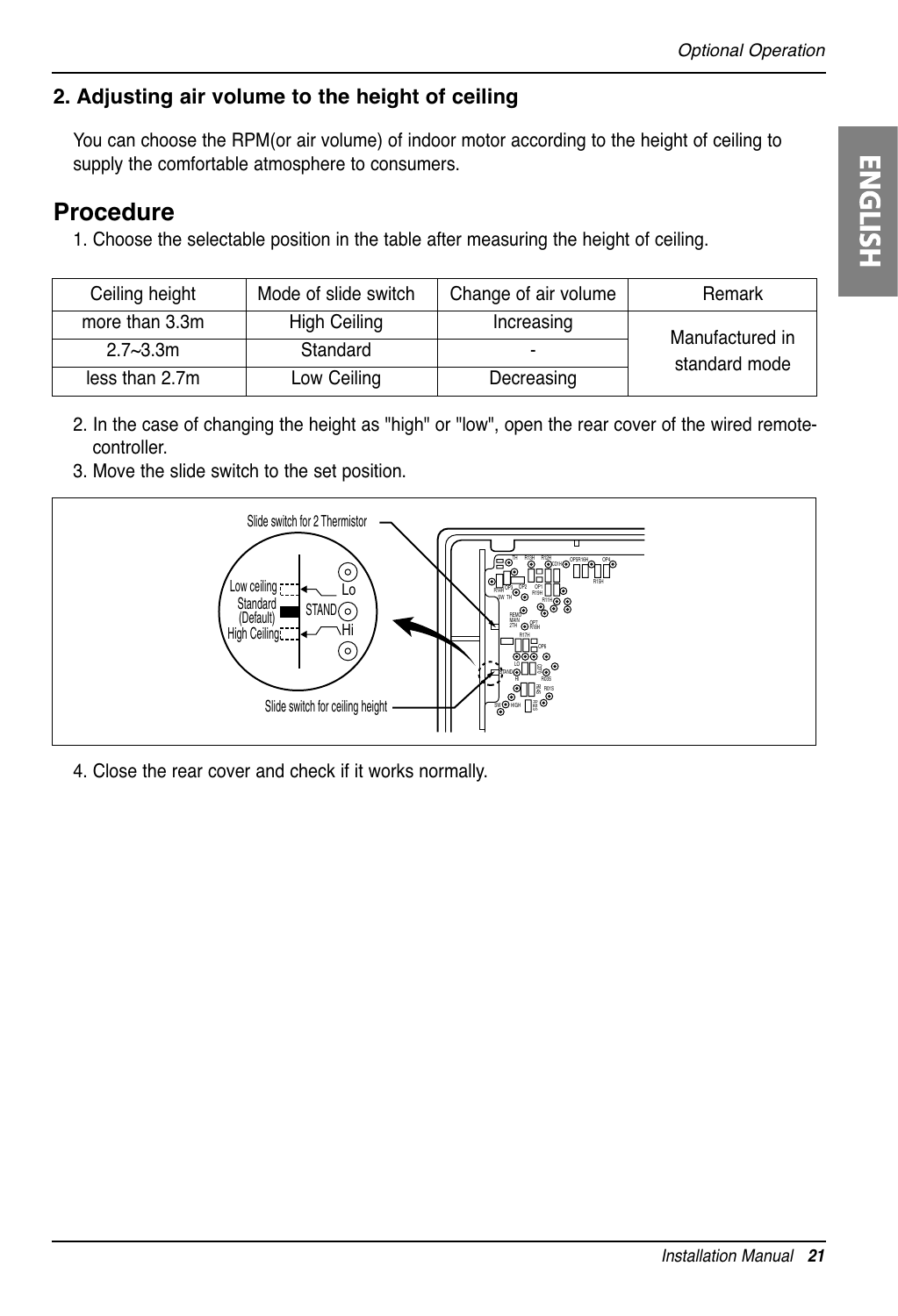## 2. Adjusting air volume to the height of ceiling

You can choose the RPM(or air volume) of indoor motor according to the height of ceiling to supply the comfortable atmosphere to consumers.

# Procedure

1. Choose the selectable position in the table after measuring the height of ceiling.

| Ceiling height | Mode of slide switch | Change of air volume | Remark |
|---|---|---|---|
| more than 3.3m | High Ceiling | Increasing | Manufactured in standard mode |
| 2.7~3.3m | Standard | - | |
| less than 2.7m | Low Ceiling | Decreasing | |

2. In the case of changing the height as "high" or "low", open the rear cover of the wired remote-controller.
3. Move the slide switch to the set position.

Slide switch for 2 Thermistor

Low ceiling — Lo
Standard (Default) — STAND
High Ceiling — Hi

Slide switch for ceiling height

4. Close the rear cover and check if it works normally.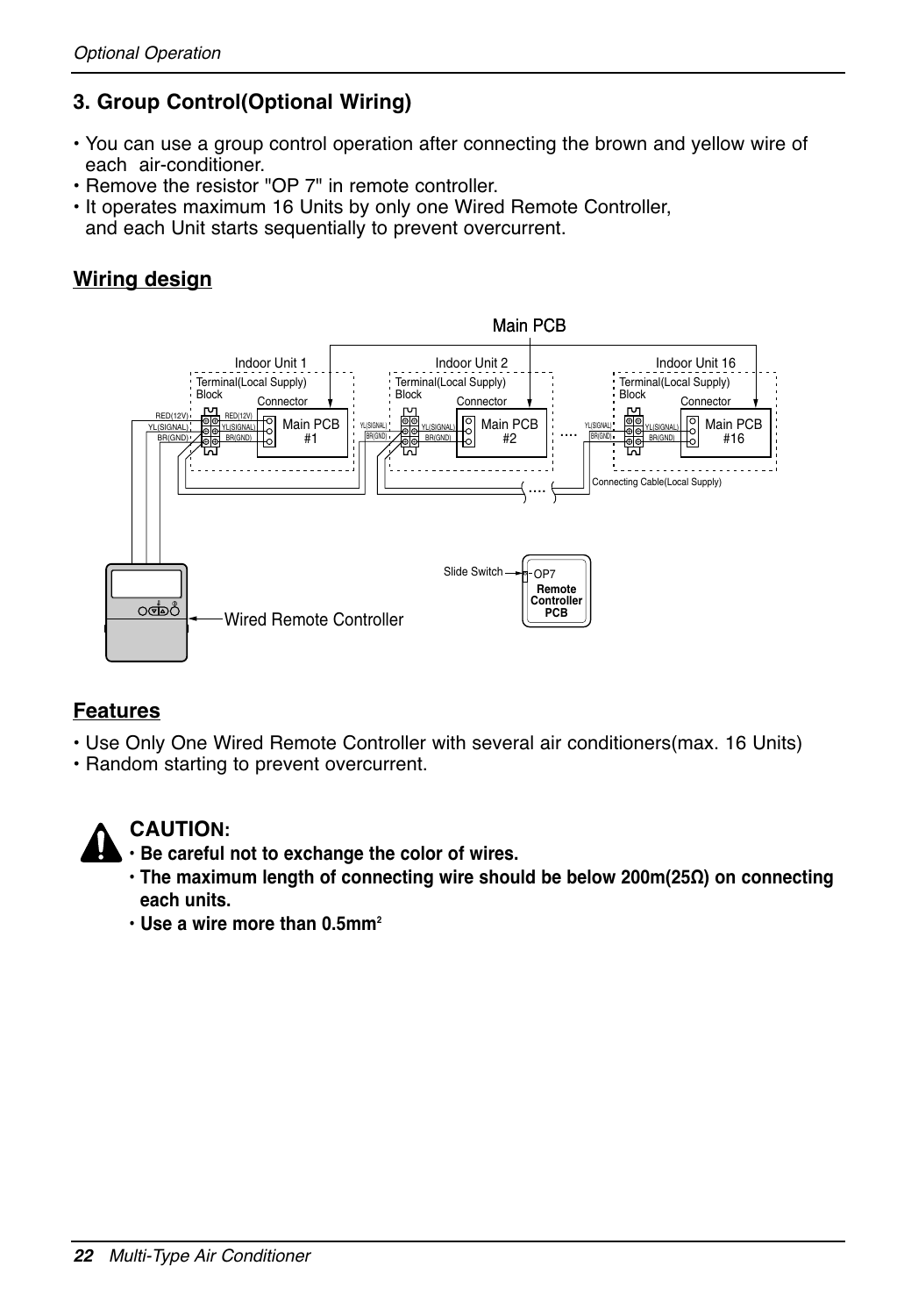## 3. Group Control(Optional Wiring)

- You can use a group control operation after connecting the brown and yellow wire of each air-conditioner.
- Remove the resistor "OP 7" in remote controller.
- It operates maximum 16 Units by only one Wired Remote Controller, and each Unit starts sequentially to prevent overcurrent.

### Wiring design

### Features

- Use Only One Wired Remote Controller with several air conditioners(max. 16 Units)
- Random starting to prevent overcurrent.

**CAUTION:**

- **Be careful not to exchange the color of wires.**
- **The maximum length of connecting wire should be below 200m(25Ω) on connecting each units.**
- **Use a wire more than 0.5mm²**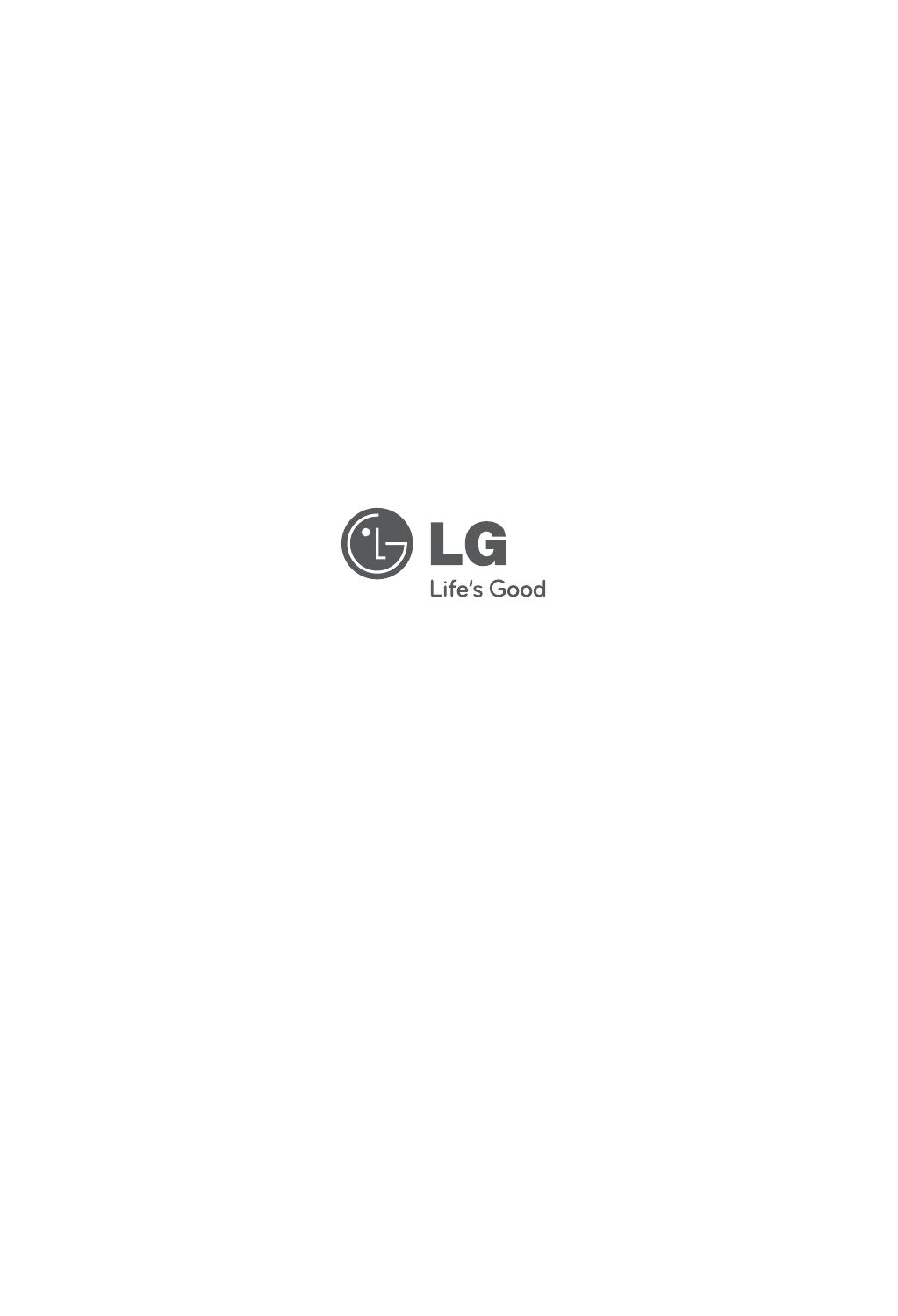LG

Life's Good